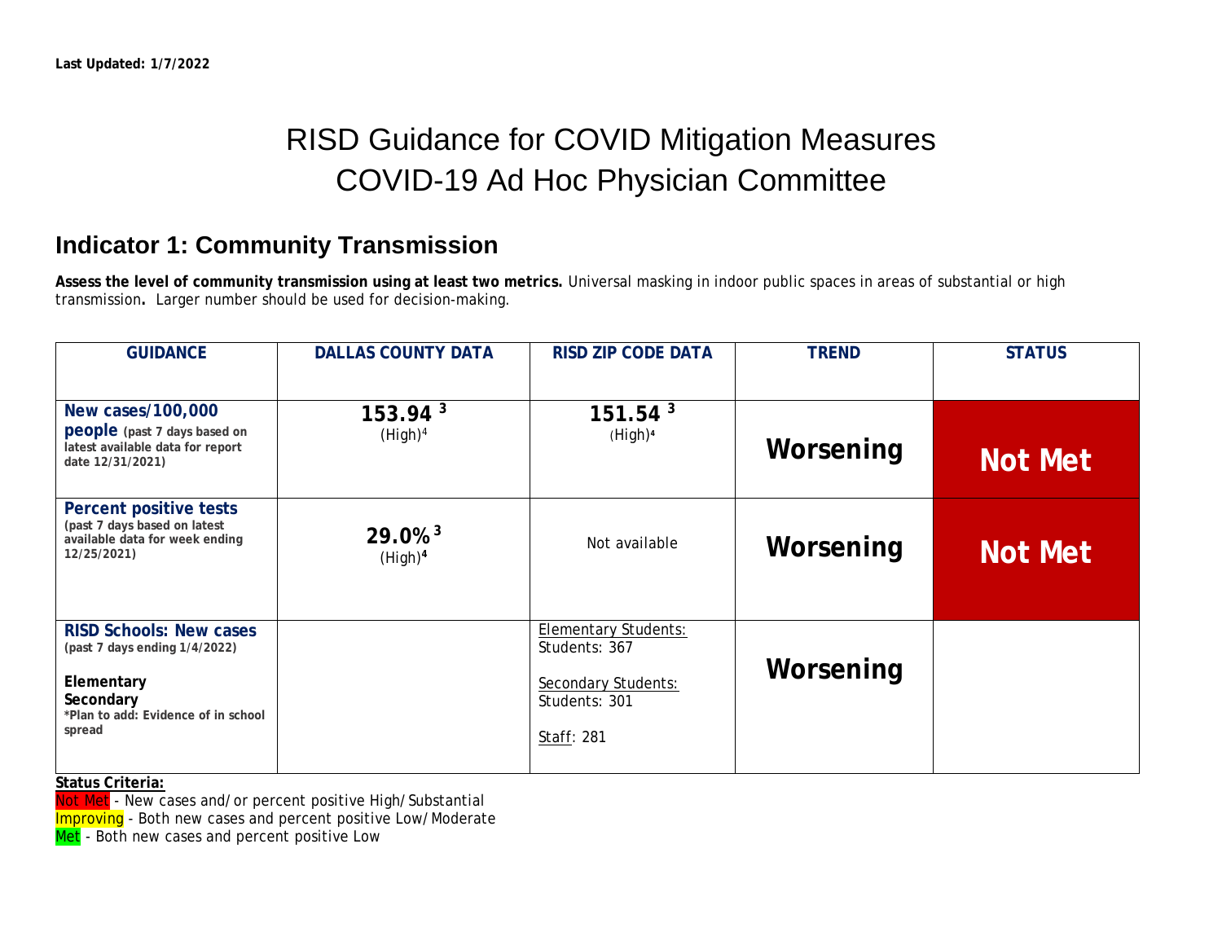**Last Updated: 1/7/2022**

# RISD Guidance for COVID Mitigation Measures
# COVID-19 Ad Hoc Physician Committee

## Indicator 1: Community Transmission

**Assess the level of community transmission using at least two metrics.** Universal masking in indoor public spaces in areas of substantial or high transmission**.** Larger number should be used for decision-making.

| GUIDANCE | DALLAS COUNTY DATA | RISD ZIP CODE DATA | TREND | STATUS |
|---|---|---|---|---|
| **New cases/100,000 people** (past 7 days based on latest available data for report date 12/31/2021) | **153.94** [3] (High)[4] | **151.54** [3] (High)[4] | **Worsening** | **Not Met** |
| **Percent positive tests** (past 7 days based on latest available data for week ending 12/25/2021) | **29.0%** [3] (High)[4] | Not available | **Worsening** | **Not Met** |
| **RISD Schools: New cases** (past 7 days ending 1/4/2022)<br><br>**Elementary**<br>**Secondary**<br>*Plan to add: Evidence of in school spread | | Elementary Students:<br>Students: 367<br><br>Secondary Students:<br>Students: 301<br><br>Staff: 281 | **Worsening** | |

**Status Criteria:**

Not Met - New cases and/or percent positive High/Substantial
Improving - Both new cases and percent positive Low/Moderate
Met - Both new cases and percent positive Low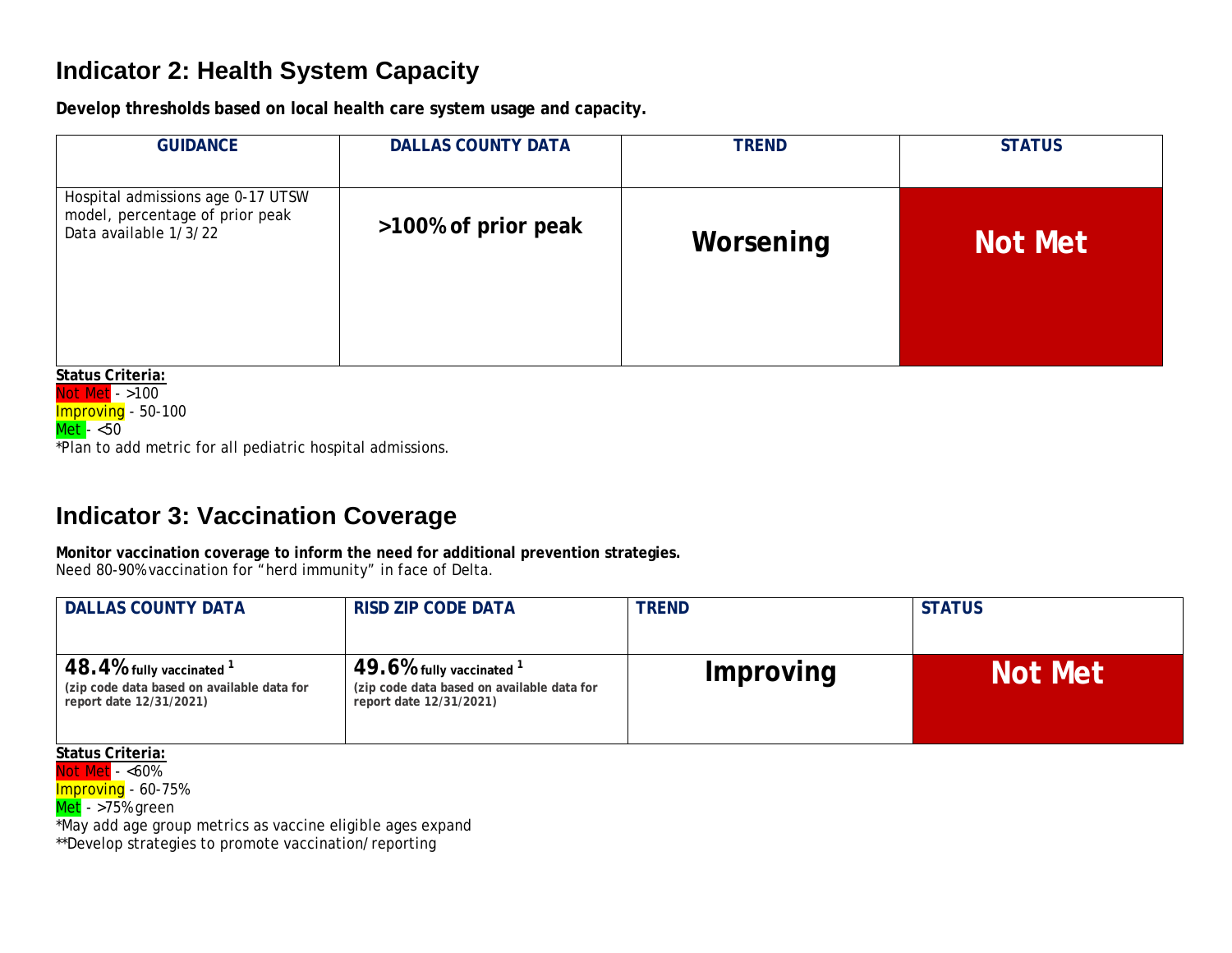## Indicator 2: Health System Capacity

**Develop thresholds based on local health care system usage and capacity.**

| GUIDANCE | DALLAS COUNTY DATA | TREND | STATUS |
|---|---|---|---|
| Hospital admissions age 0-17 UTSW model, percentage of prior peak<br>Data available 1/3/22 | **>100% of prior peak** | **Worsening** | **Not Met** |

**Status Criteria:**
Not Met - >100
Improving - 50-100
Met - <50
*Plan to add metric for all pediatric hospital admissions.

## Indicator 3: Vaccination Coverage

**Monitor vaccination coverage to inform the need for additional prevention strategies.**
Need 80-90% vaccination for "herd immunity" in face of Delta.

| DALLAS COUNTY DATA | RISD ZIP CODE DATA | TREND | STATUS |
|---|---|---|---|
| **48.4%** **fully vaccinated** [1]<br>**(zip code data based on available data for report date 12/31/2021)** | **49.6%** **fully vaccinated** [1]<br>**(zip code data based on available data for report date 12/31/2021)** | **Improving** | **Not Met** |

**Status Criteria:**
Not Met - <60%
Improving - 60-75%
Met - >75% green
*May add age group metrics as vaccine eligible ages expand
**Develop strategies to promote vaccination/reporting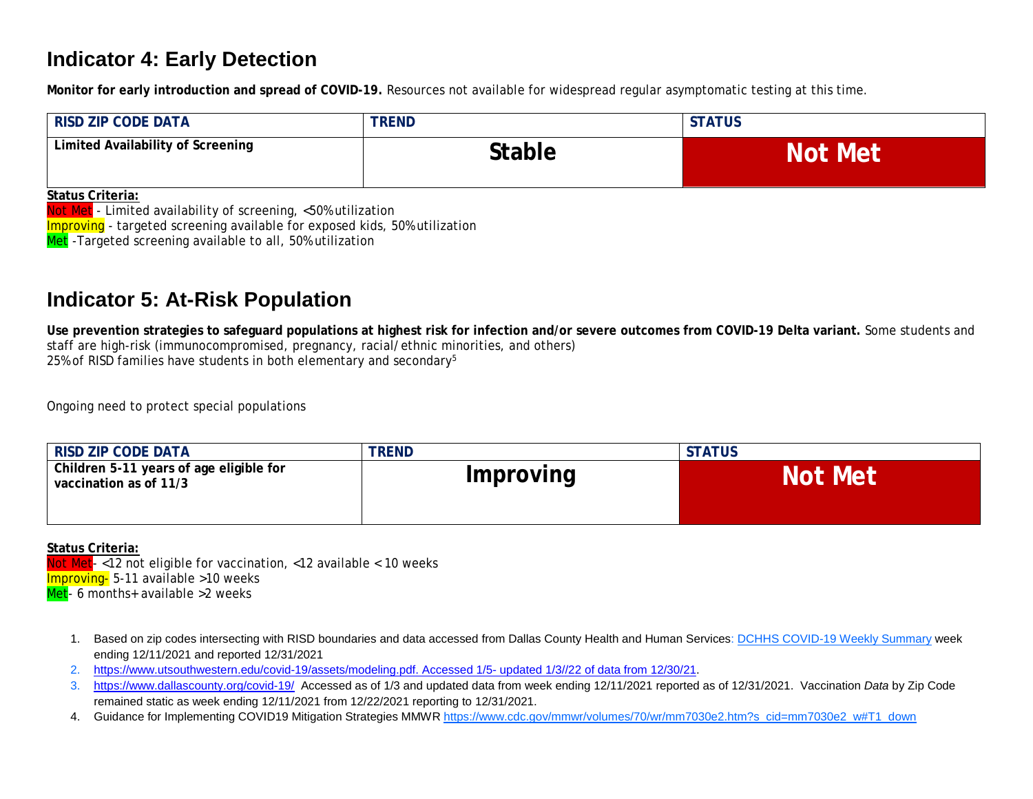## Indicator 4: Early Detection

**Monitor for early introduction and spread of COVID-19.** Resources not available for widespread regular asymptomatic testing at this time.

| RISD ZIP CODE DATA | TREND | STATUS |
| --- | --- | --- |
| **Limited Availability of Screening** | **Stable** | **Not Met** |

**Status Criteria:**

Not Met - Limited availability of screening, <50% utilization
Improving - targeted screening available for exposed kids, 50% utilization
Met -Targeted screening available to all, 50% utilization

## Indicator 5: At-Risk Population

**Use prevention strategies to safeguard populations at highest risk for infection and/or severe outcomes from COVID-19 Delta variant.** Some students and staff are high-risk (immunocompromised, pregnancy, racial/ethnic minorities, and others)
25% of RISD families have students in both elementary and secondary[5]

Ongoing need to protect special populations

| RISD ZIP CODE DATA | TREND | STATUS |
| --- | --- | --- |
| **Children 5-11 years of age eligible for vaccination as of 11/3** | **Improving** | **Not Met** |

**Status Criteria:**

Not Met- <12 not eligible for vaccination, <12 available < 10 weeks
Improving- 5-11 available >10 weeks
Met- 6 months+ available >2 weeks

1. Based on zip codes intersecting with RISD boundaries and data accessed from Dallas County Health and Human Services: DCHHS COVID-19 Weekly Summary week ending 12/11/2021 and reported 12/31/2021
2. https://www.utsouthwestern.edu/covid-19/assets/modeling.pdf. Accessed 1/5- updated 1/3//22 of data from 12/30/21.
3. https://www.dallascounty.org/covid-19/ Accessed as of 1/3 and updated data from week ending 12/11/2021 reported as of 12/31/2021. Vaccination *Data* by Zip Code remained static as week ending 12/11/2021 from 12/22/2021 reporting to 12/31/2021.
4. Guidance for Implementing COVID19 Mitigation Strategies MMWR https://www.cdc.gov/mmwr/volumes/70/wr/mm7030e2.htm?s_cid=mm7030e2_w#T1_down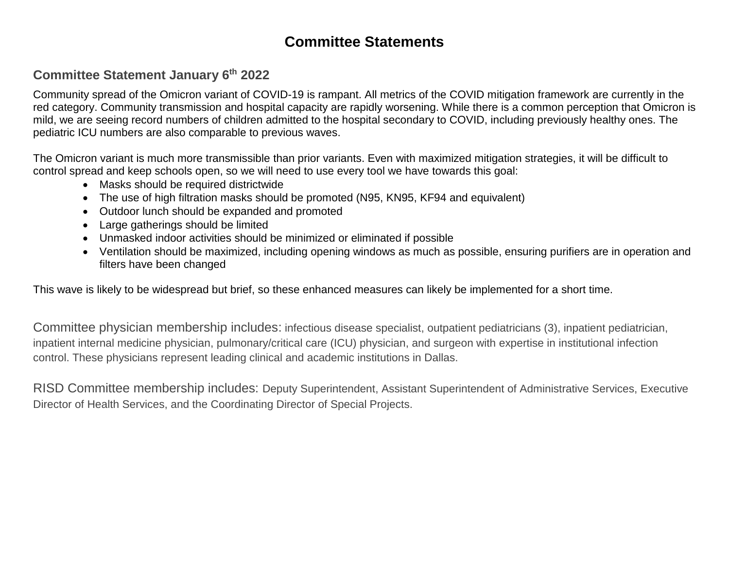# Committee Statements

## Committee Statement January 6th 2022

Community spread of the Omicron variant of COVID-19 is rampant. All metrics of the COVID mitigation framework are currently in the red category. Community transmission and hospital capacity are rapidly worsening. While there is a common perception that Omicron is mild, we are seeing record numbers of children admitted to the hospital secondary to COVID, including previously healthy ones. The pediatric ICU numbers are also comparable to previous waves.

The Omicron variant is much more transmissible than prior variants. Even with maximized mitigation strategies, it will be difficult to control spread and keep schools open, so we will need to use every tool we have towards this goal:

- Masks should be required districtwide
- The use of high filtration masks should be promoted (N95, KN95, KF94 and equivalent)
- Outdoor lunch should be expanded and promoted
- Large gatherings should be limited
- Unmasked indoor activities should be minimized or eliminated if possible
- Ventilation should be maximized, including opening windows as much as possible, ensuring purifiers are in operation and filters have been changed

This wave is likely to be widespread but brief, so these enhanced measures can likely be implemented for a short time.

Committee physician membership includes: infectious disease specialist, outpatient pediatricians (3), inpatient pediatrician, inpatient internal medicine physician, pulmonary/critical care (ICU) physician, and surgeon with expertise in institutional infection control. These physicians represent leading clinical and academic institutions in Dallas.

RISD Committee membership includes: Deputy Superintendent, Assistant Superintendent of Administrative Services, Executive Director of Health Services, and the Coordinating Director of Special Projects.